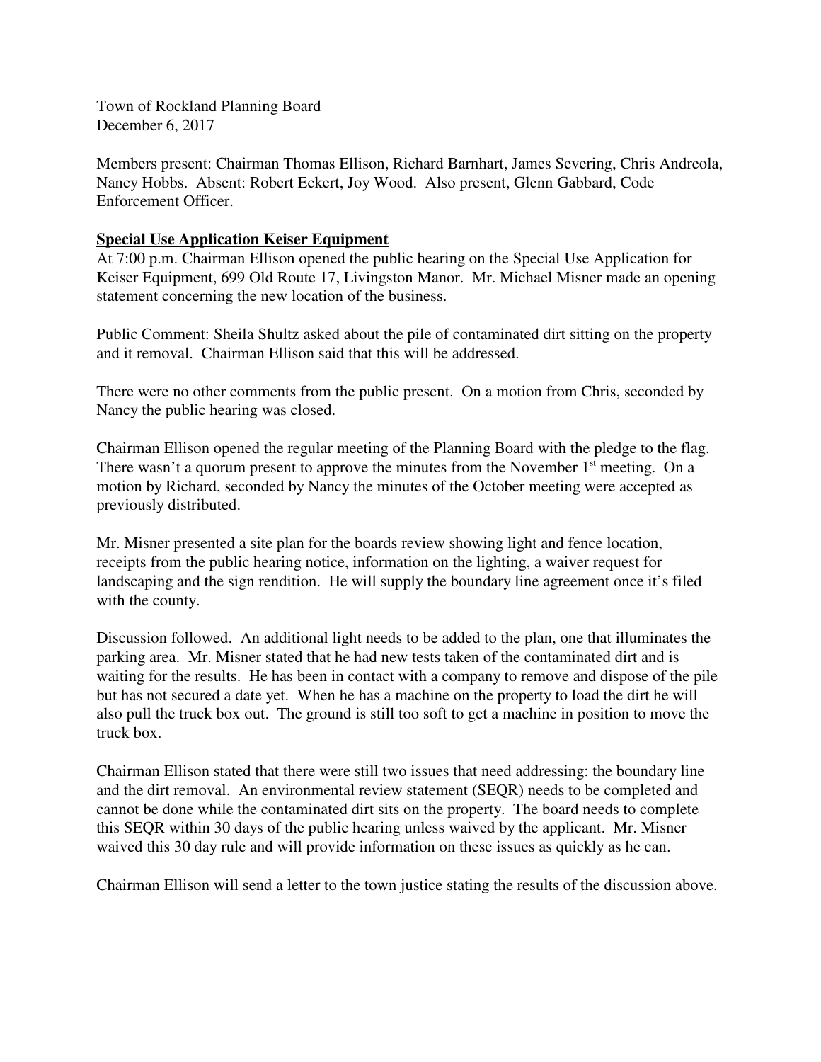Town of Rockland Planning Board
December 6, 2017

Members present: Chairman Thomas Ellison, Richard Barnhart, James Severing, Chris Andreola, Nancy Hobbs. Absent: Robert Eckert, Joy Wood. Also present, Glenn Gabbard, Code Enforcement Officer.

**Special Use Application Keiser Equipment**

At 7:00 p.m. Chairman Ellison opened the public hearing on the Special Use Application for Keiser Equipment, 699 Old Route 17, Livingston Manor. Mr. Michael Misner made an opening statement concerning the new location of the business.

Public Comment: Sheila Shultz asked about the pile of contaminated dirt sitting on the property and it removal. Chairman Ellison said that this will be addressed.

There were no other comments from the public present. On a motion from Chris, seconded by Nancy the public hearing was closed.

Chairman Ellison opened the regular meeting of the Planning Board with the pledge to the flag. There wasn't a quorum present to approve the minutes from the November 1st meeting. On a motion by Richard, seconded by Nancy the minutes of the October meeting were accepted as previously distributed.

Mr. Misner presented a site plan for the boards review showing light and fence location, receipts from the public hearing notice, information on the lighting, a waiver request for landscaping and the sign rendition. He will supply the boundary line agreement once it's filed with the county.

Discussion followed. An additional light needs to be added to the plan, one that illuminates the parking area. Mr. Misner stated that he had new tests taken of the contaminated dirt and is waiting for the results. He has been in contact with a company to remove and dispose of the pile but has not secured a date yet. When he has a machine on the property to load the dirt he will also pull the truck box out. The ground is still too soft to get a machine in position to move the truck box.

Chairman Ellison stated that there were still two issues that need addressing: the boundary line and the dirt removal. An environmental review statement (SEQR) needs to be completed and cannot be done while the contaminated dirt sits on the property. The board needs to complete this SEQR within 30 days of the public hearing unless waived by the applicant. Mr. Misner waived this 30 day rule and will provide information on these issues as quickly as he can.

Chairman Ellison will send a letter to the town justice stating the results of the discussion above.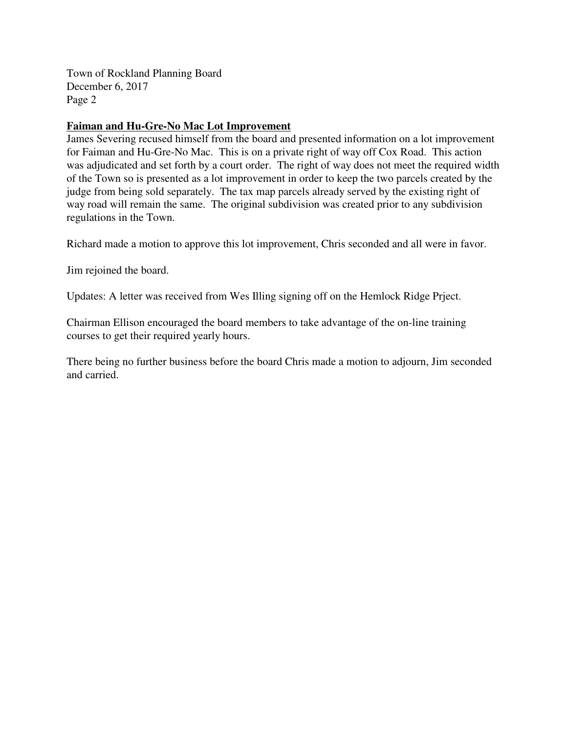**Faiman and Hu-Gre-No Mac Lot Improvement**

James Severing recused himself from the board and presented information on a lot improvement for Faiman and Hu-Gre-No Mac. This is on a private right of way off Cox Road. This action was adjudicated and set forth by a court order. The right of way does not meet the required width of the Town so is presented as a lot improvement in order to keep the two parcels created by the judge from being sold separately. The tax map parcels already served by the existing right of way road will remain the same. The original subdivision was created prior to any subdivision regulations in the Town.

Richard made a motion to approve this lot improvement, Chris seconded and all were in favor.

Jim rejoined the board.

Updates: A letter was received from Wes Illing signing off on the Hemlock Ridge Prject.

Chairman Ellison encouraged the board members to take advantage of the on-line training courses to get their required yearly hours.

There being no further business before the board Chris made a motion to adjourn, Jim seconded and carried.